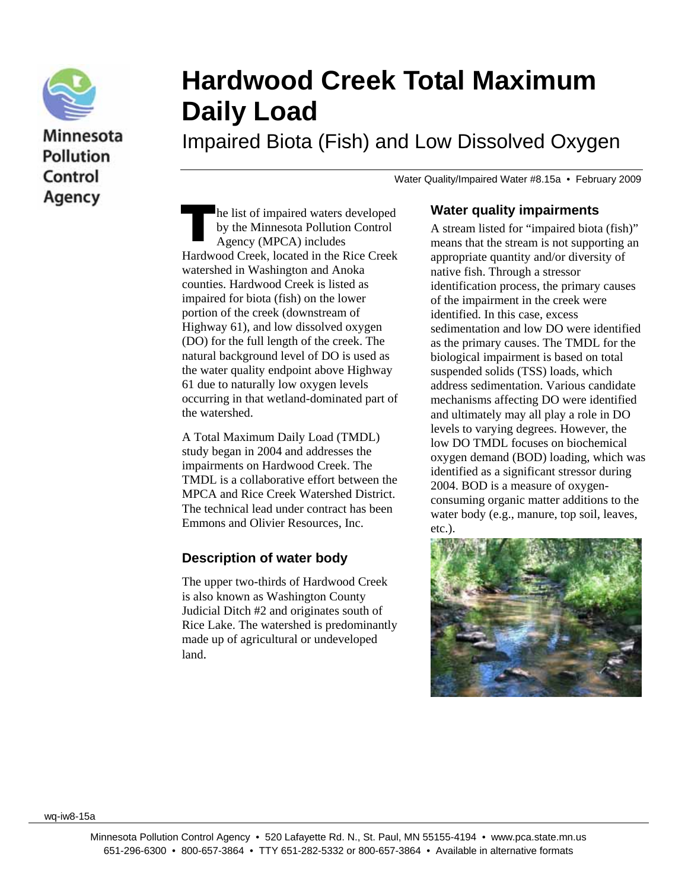Minnesota Pollution Control Agency

# Hardwood Creek Total Maximum Daily Load

## Impaired Biota (Fish) and Low Dissolved Oxygen

Water Quality/Impaired Water #8.15a • February 2009

The list of impaired waters developed by the Minnesota Pollution Control Agency (MPCA) includes Hardwood Creek, located in the Rice Creek watershed in Washington and Anoka counties. Hardwood Creek is listed as impaired for biota (fish) on the lower portion of the creek (downstream of Highway 61), and low dissolved oxygen (DO) for the full length of the creek. The natural background level of DO is used as the water quality endpoint above Highway 61 due to naturally low oxygen levels occurring in that wetland-dominated part of the watershed.

A Total Maximum Daily Load (TMDL) study began in 2004 and addresses the impairments on Hardwood Creek. The TMDL is a collaborative effort between the MPCA and Rice Creek Watershed District. The technical lead under contract has been Emmons and Olivier Resources, Inc.

### Description of water body

The upper two-thirds of Hardwood Creek is also known as Washington County Judicial Ditch #2 and originates south of Rice Lake. The watershed is predominantly made up of agricultural or undeveloped land.

### Water quality impairments

A stream listed for "impaired biota (fish)" means that the stream is not supporting an appropriate quantity and/or diversity of native fish. Through a stressor identification process, the primary causes of the impairment in the creek were identified. In this case, excess sedimentation and low DO were identified as the primary causes. The TMDL for the biological impairment is based on total suspended solids (TSS) loads, which address sedimentation. Various candidate mechanisms affecting DO were identified and ultimately may all play a role in DO levels to varying degrees. However, the low DO TMDL focuses on biochemical oxygen demand (BOD) loading, which was identified as a significant stressor during 2004. BOD is a measure of oxygen-consuming organic matter additions to the water body (e.g., manure, top soil, leaves, etc.).

wq-iw8-15a

Minnesota Pollution Control Agency • 520 Lafayette Rd. N., St. Paul, MN 55155-4194 • www.pca.state.mn.us
651-296-6300 • 800-657-3864 • TTY 651-282-5332 or 800-657-3864 • Available in alternative formats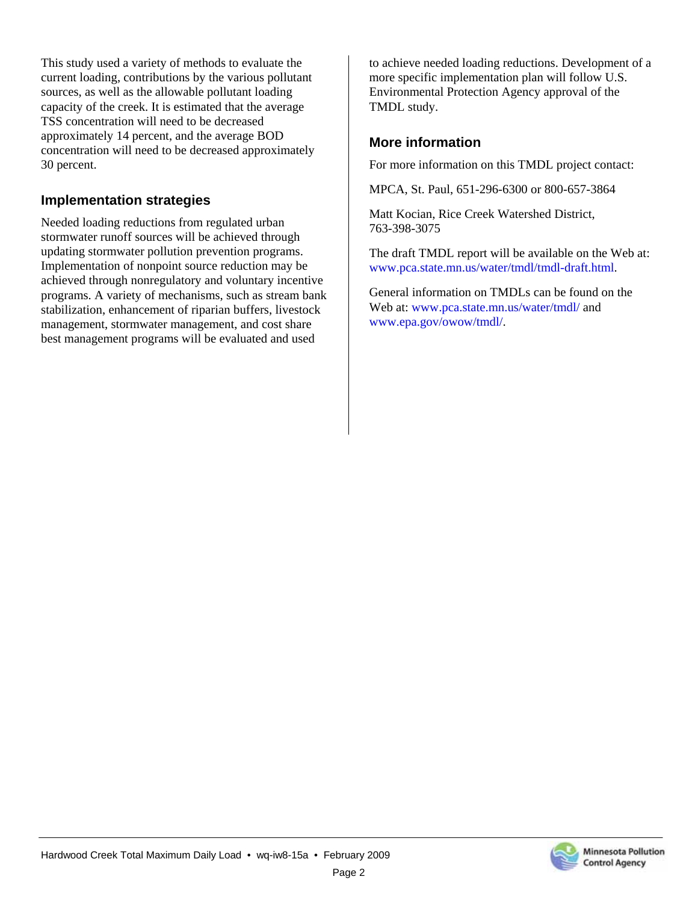This study used a variety of methods to evaluate the current loading, contributions by the various pollutant sources, as well as the allowable pollutant loading capacity of the creek. It is estimated that the average TSS concentration will need to be decreased approximately 14 percent, and the average BOD concentration will need to be decreased approximately 30 percent.

## Implementation strategies

Needed loading reductions from regulated urban stormwater runoff sources will be achieved through updating stormwater pollution prevention programs. Implementation of nonpoint source reduction may be achieved through nonregulatory and voluntary incentive programs. A variety of mechanisms, such as stream bank stabilization, enhancement of riparian buffers, livestock management, stormwater management, and cost share best management programs will be evaluated and used to achieve needed loading reductions. Development of a more specific implementation plan will follow U.S. Environmental Protection Agency approval of the TMDL study.

## More information

For more information on this TMDL project contact:

MPCA, St. Paul, 651-296-6300 or 800-657-3864

Matt Kocian, Rice Creek Watershed District, 763-398-3075

The draft TMDL report will be available on the Web at: www.pca.state.mn.us/water/tmdl/tmdl-draft.html.

General information on TMDLs can be found on the Web at: www.pca.state.mn.us/water/tmdl/ and www.epa.gov/owow/tmdl/.